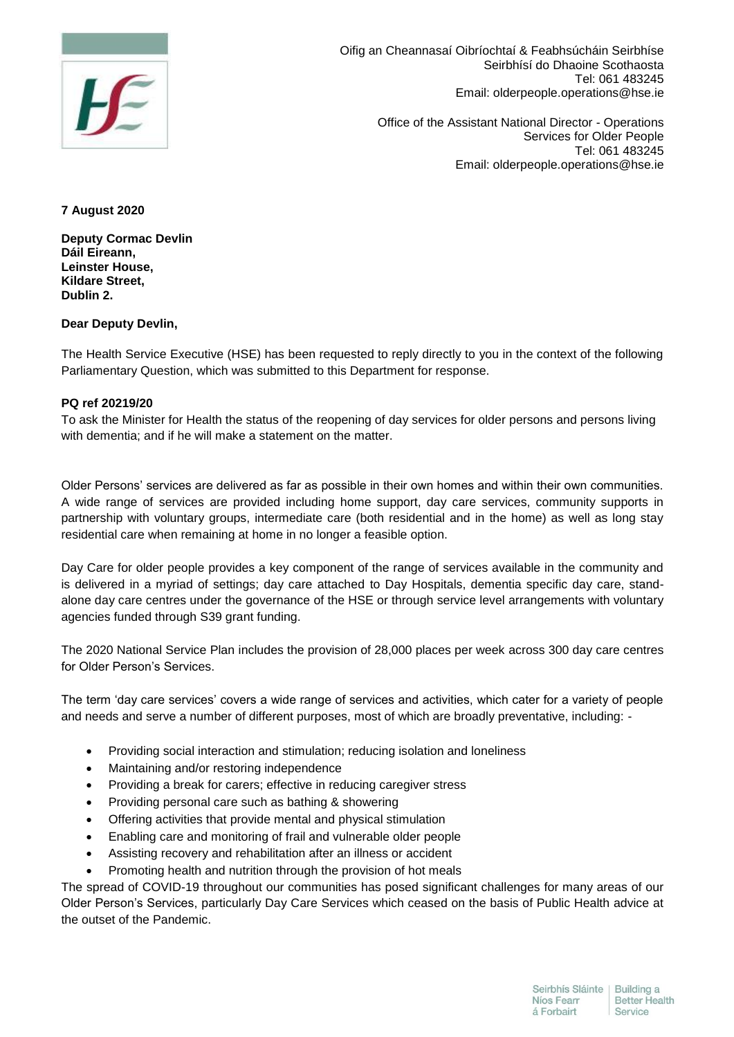Oifig an Cheannasaí Oibríochtaí & Feabhsúcháin Seirbhíse
Seirbhísí do Dhaoine Scothaosta
Tel: 061 483245
Email: olderpeople.operations@hse.ie

Office of the Assistant National Director - Operations
Services for Older People
Tel: 061 483245
Email: olderpeople.operations@hse.ie

**7 August 2020**

**Deputy Cormac Devlin**
**Dáil Eireann,**
**Leinster House,**
**Kildare Street,**
**Dublin 2.**

**Dear Deputy Devlin,**

The Health Service Executive (HSE) has been requested to reply directly to you in the context of the following Parliamentary Question, which was submitted to this Department for response.

**PQ ref 20219/20**
To ask the Minister for Health the status of the reopening of day services for older persons and persons living with dementia; and if he will make a statement on the matter.

Older Persons' services are delivered as far as possible in their own homes and within their own communities. A wide range of services are provided including home support, day care services, community supports in partnership with voluntary groups, intermediate care (both residential and in the home) as well as long stay residential care when remaining at home in no longer a feasible option.

Day Care for older people provides a key component of the range of services available in the community and is delivered in a myriad of settings; day care attached to Day Hospitals, dementia specific day care, stand-alone day care centres under the governance of the HSE or through service level arrangements with voluntary agencies funded through S39 grant funding.

The 2020 National Service Plan includes the provision of 28,000 places per week across 300 day care centres for Older Person's Services.

The term 'day care services' covers a wide range of services and activities, which cater for a variety of people and needs and serve a number of different purposes, most of which are broadly preventative, including: -

- Providing social interaction and stimulation; reducing isolation and loneliness
- Maintaining and/or restoring independence
- Providing a break for carers; effective in reducing caregiver stress
- Providing personal care such as bathing & showering
- Offering activities that provide mental and physical stimulation
- Enabling care and monitoring of frail and vulnerable older people
- Assisting recovery and rehabilitation after an illness or accident
- Promoting health and nutrition through the provision of hot meals

The spread of COVID-19 throughout our communities has posed significant challenges for many areas of our Older Person's Services, particularly Day Care Services which ceased on the basis of Public Health advice at the outset of the Pandemic.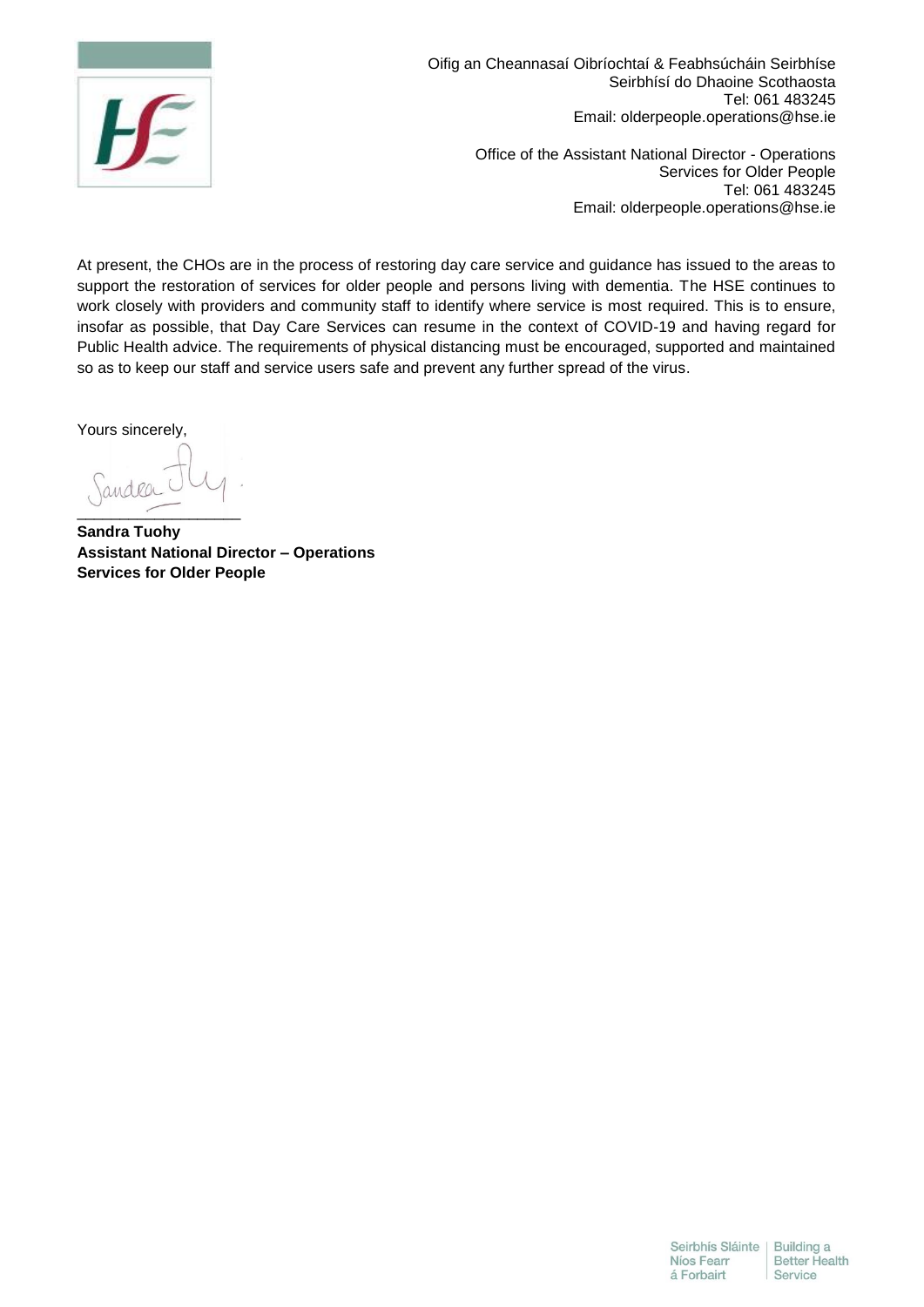Oifig an Cheannasaí Oibríochtaí & Feabhsúcháin Seirbhíse
Seirbhísí do Dhaoine Scothaosta
Tel: 061 483245
Email: olderpeople.operations@hse.ie

Office of the Assistant National Director - Operations
Services for Older People
Tel: 061 483245
Email: olderpeople.operations@hse.ie

At present, the CHOs are in the process of restoring day care service and guidance has issued to the areas to support the restoration of services for older people and persons living with dementia. The HSE continues to work closely with providers and community staff to identify where service is most required. This is to ensure, insofar as possible, that Day Care Services can resume in the context of COVID-19 and having regard for Public Health advice. The requirements of physical distancing must be encouraged, supported and maintained so as to keep our staff and service users safe and prevent any further spread of the virus.

Yours sincerely,

\_\_\_\_\_\_\_\_\_\_\_\_\_\_\_\_\_\_\_\_

**Sandra Tuohy**
**Assistant National Director – Operations**
**Services for Older People**

Seirbhís Sláinte Níos Fearr á Forbairt | Building a Better Health Service